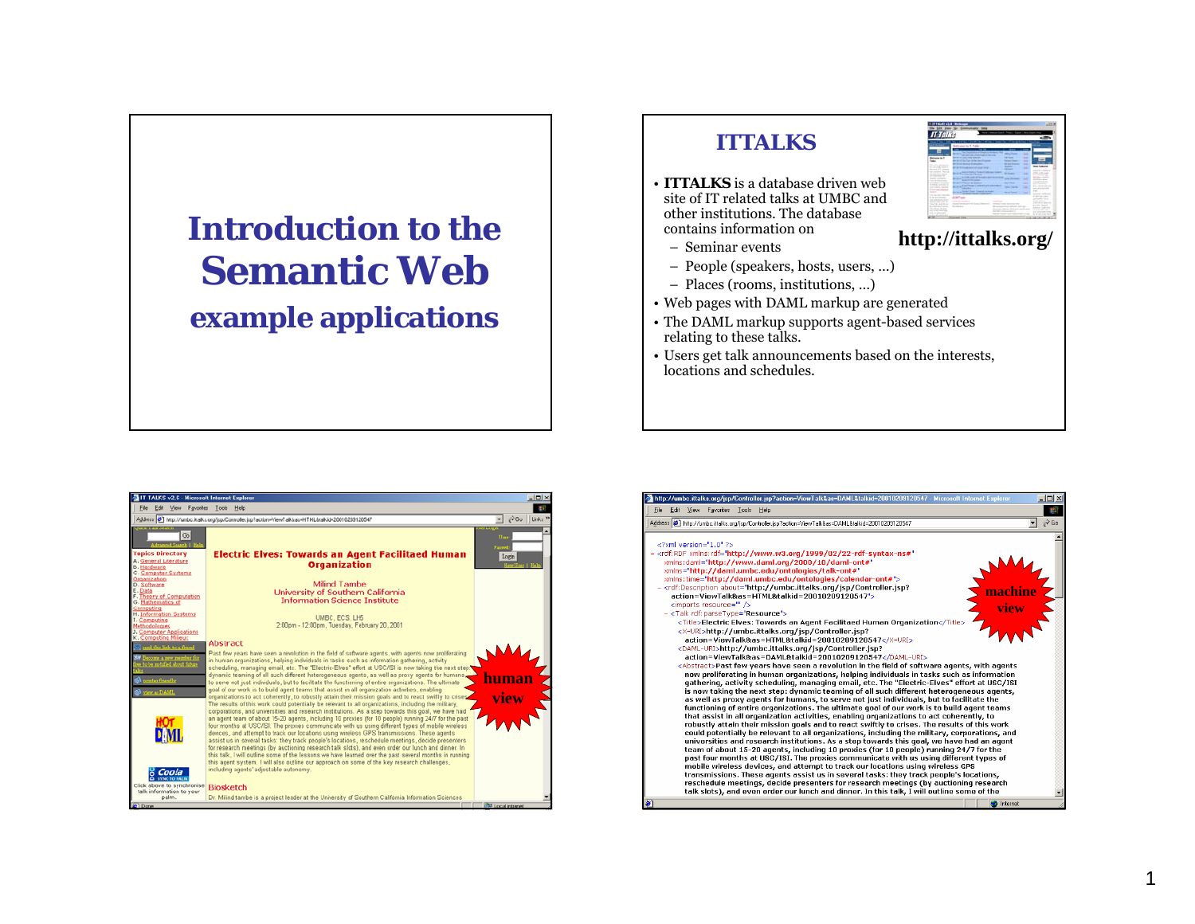# Introduction to the Semantic Web

## example applications

## ITTALKS

http://ittalks.org/

- **ITTALKS** is a database driven web site of IT related talks at UMBC and other institutions. The database contains information on
  - Seminar events
  - People (speakers, hosts, users, …)
  - Places (rooms, institutions, …)
- Web pages with DAML markup are generated
- The DAML markup supports agent-based services relating to these talks.
- Users get talk announcements based on the interests, locations and schedules.

human view

machine view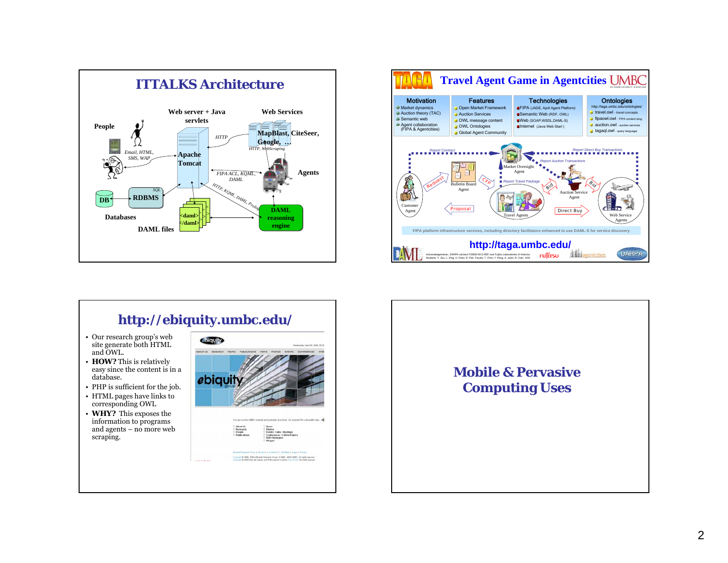# ITTALKS Architecture

People

Email, HTML, SMS, WAP

Web server + Java servlets

Apache Tomcat

HTTP

Web Services

MapBlast, CiteSeer, Google, …

HTTP, WebScraping

FIPA ACL, KQML, DAML

Agents

HTTP, KQML, DAML, Prolog

DAML reasoning engine

DB

SQL

RDBMS

Databases

<daml> </daml>

DAML files

# TAGA Travel Agent Game in Agentcities UMBC

| Motivation | Features | Technologies | Ontologies |
|---|---|---|---|
| Market dynamics | Open Market Framework | FIPA (JADE, April Agent Platform) | http://taga.umbc.edu/ontologies/ |
| Auction theory (TAC) | Auction Services | Semantic Web (RDF, OWL) | travel.owl - travel concepts |
| Semantic web | OWL message content | Web (SOAP,WSDL,DAML-S) | fipaowl.owl - FIPA content lang. |
| Agent collaboration (FIPA & Agentcities) | OWL Ontologies | Internet (Java Web Start) | auction.owl - auction services |
| | Global Agent Community | | tagaql.owl - query language |

Report Contract — Market Oversight Agent — Report Direct Buy Transactions — Report Auction Transactions

Customer Agent — Request — Bulletin Board Agent — CFP — Report Travel Package — Travel Agents — Proposal — Bid — Auction Service Agent — Bid — Direct Buy — Web Service Agents

FIPA platform infrastructure services, including directory facilitators enhanced to use DAML-S for service discovery

http://taga.umbc.edu/

Acknowledgements: DARPA contract F30602-00-2-0591 and Fujitsu Laboratories of America. Students: Y. Zou, L. Ding, H. Chen, R. Pan. Faculty: T. Finin, Y. Peng, A. Joshi, R. Cost. 4/03

# http://ebiquity.umbc.edu/

- Our research group's web site generate both HTML and OWL.
- **HOW?** This is relatively easy since the content is in a database.
- PHP is sufficient for the job.
- HTML pages have links to corresponding OWL
- **WHY?** This exposes the information to programs and agents – no more web scraping.

# Mobile & Pervasive Computing Uses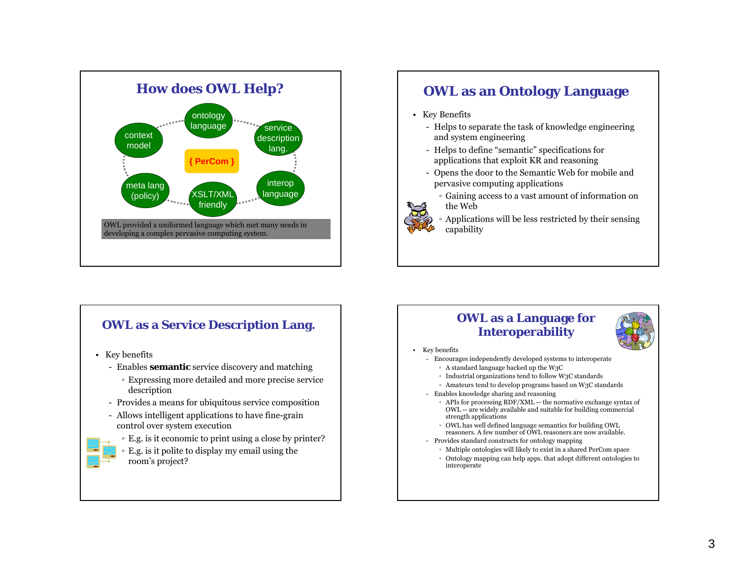## How does OWL Help?

- context model
- ontology language
- service description lang.
- interop language
- XSLT/XML friendly
- meta lang (policy)

{ PerCom }

OWL provided a uniformed language which met many needs in developing a complex pervasive computing system.

## OWL as an Ontology Language

- Key Benefits
  - Helps to separate the task of knowledge engineering and system engineering
  - Helps to define "semantic" specifications for applications that exploit KR and reasoning
  - Opens the door to the Semantic Web for mobile and pervasive computing applications
    - Gaining access to a vast amount of information on the Web
    - Applications will be less restricted by their sensing capability

## OWL as a Service Description Lang.

- Key benefits
  - Enables **semantic** service discovery and matching
    - Expressing more detailed and more precise service description
  - Provides a means for ubiquitous service composition
  - Allows intelligent applications to have fine-grain control over system execution
    - E.g. is it economic to print using a close by printer?
    - E.g. is it polite to display my email using the room's project?

## OWL as a Language for Interoperability

- Key benefits
  - Encourages independently developed systems to interoperate
    - A standard language backed up the W3C
    - Industrial organizations tend to follow W3C standards
    - Amateurs tend to develop programs based on W3C standards
  - Enables knowledge sharing and reasoning
    - APIs for processing RDF/XML -- the normative exchange syntax of OWL -- are widely available and suitable for building commercial strength applications
    - OWL has well defined language semantics for building OWL reasoners. A few number of OWL reasoners are now available.
  - Provides standard constructs for ontology mapping
    - Multiple ontologies will likely to exist in a shared PerCom space
    - Ontology mapping can help apps. that adopt different ontologies to interoperate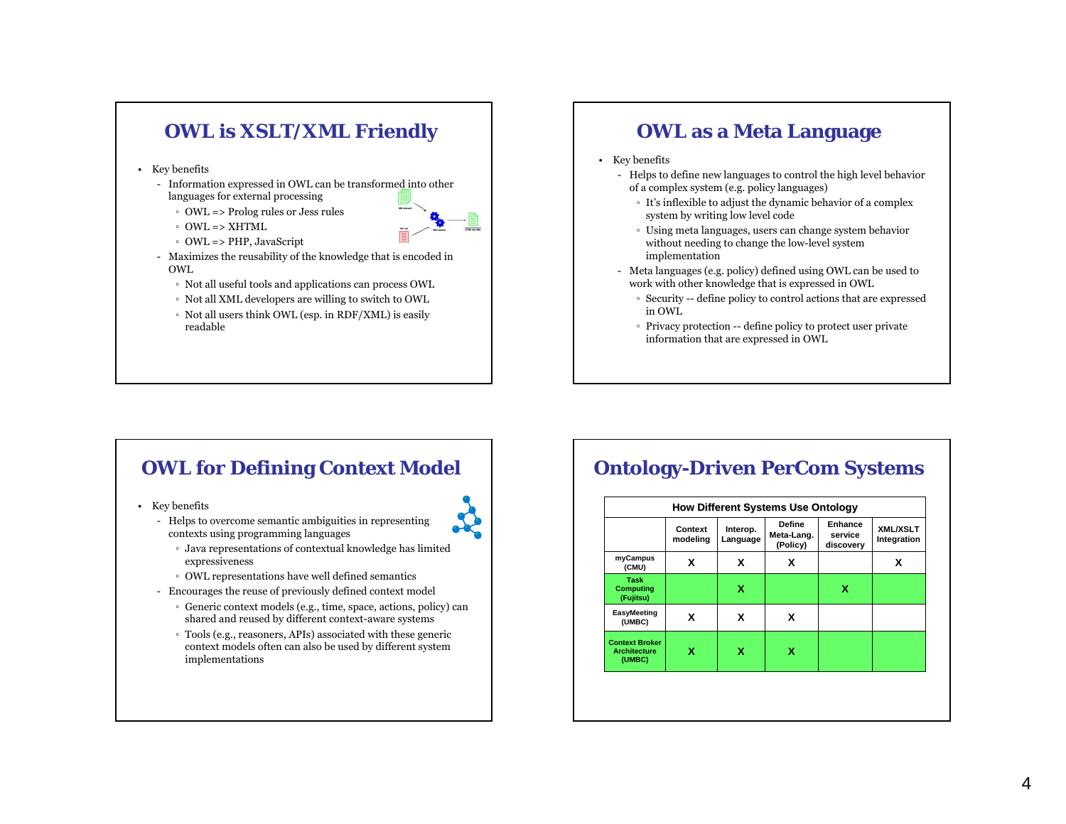## OWL is XSLT/XML Friendly

- Key benefits
  - Information expressed in OWL can be transformed into other languages for external processing
    - OWL => Prolog rules or Jess rules
    - OWL => XHTML
    - OWL => PHP, JavaScript
  - Maximizes the reusability of the knowledge that is encoded in OWL
    - Not all useful tools and applications can process OWL
    - Not all XML developers are willing to switch to OWL
    - Not all users think OWL (esp. in RDF/XML) is easily readable

## OWL as a Meta Language

- Key benefits
  - Helps to define new languages to control the high level behavior of a complex system (e.g. policy languages)
    - It's inflexible to adjust the dynamic behavior of a complex system by writing low level code
    - Using meta languages, users can change system behavior without needing to change the low-level system implementation
  - Meta languages (e.g. policy) defined using OWL can be used to work with other knowledge that is expressed in OWL
    - Security -- define policy to control actions that are expressed in OWL
    - Privacy protection -- define policy to protect user private information that are expressed in OWL

## OWL for Defining Context Model

- Key benefits
  - Helps to overcome semantic ambiguities in representing contexts using programming languages
    - Java representations of contextual knowledge has limited expressiveness
    - OWL representations have well defined semantics
  - Encourages the reuse of previously defined context model
    - Generic context models (e.g., time, space, actions, policy) can shared and reused by different context-aware systems
    - Tools (e.g., reasoners, APIs) associated with these generic context models often can also be used by different system implementations

## Ontology-Driven PerCom Systems

**How Different Systems Use Ontology**

| | Context modeling | Interop. Language | Define Meta-Lang. (Policy) | Enhance service discovery | XML/XSLT Integration |
|---|---|---|---|---|---|
| myCampus (CMU) | X | X | X | | X |
| Task Computing (Fujitsu) | | X | | X | |
| EasyMeeting (UMBC) | X | X | X | | |
| Context Broker Architecture (UMBC) | X | X | X | | |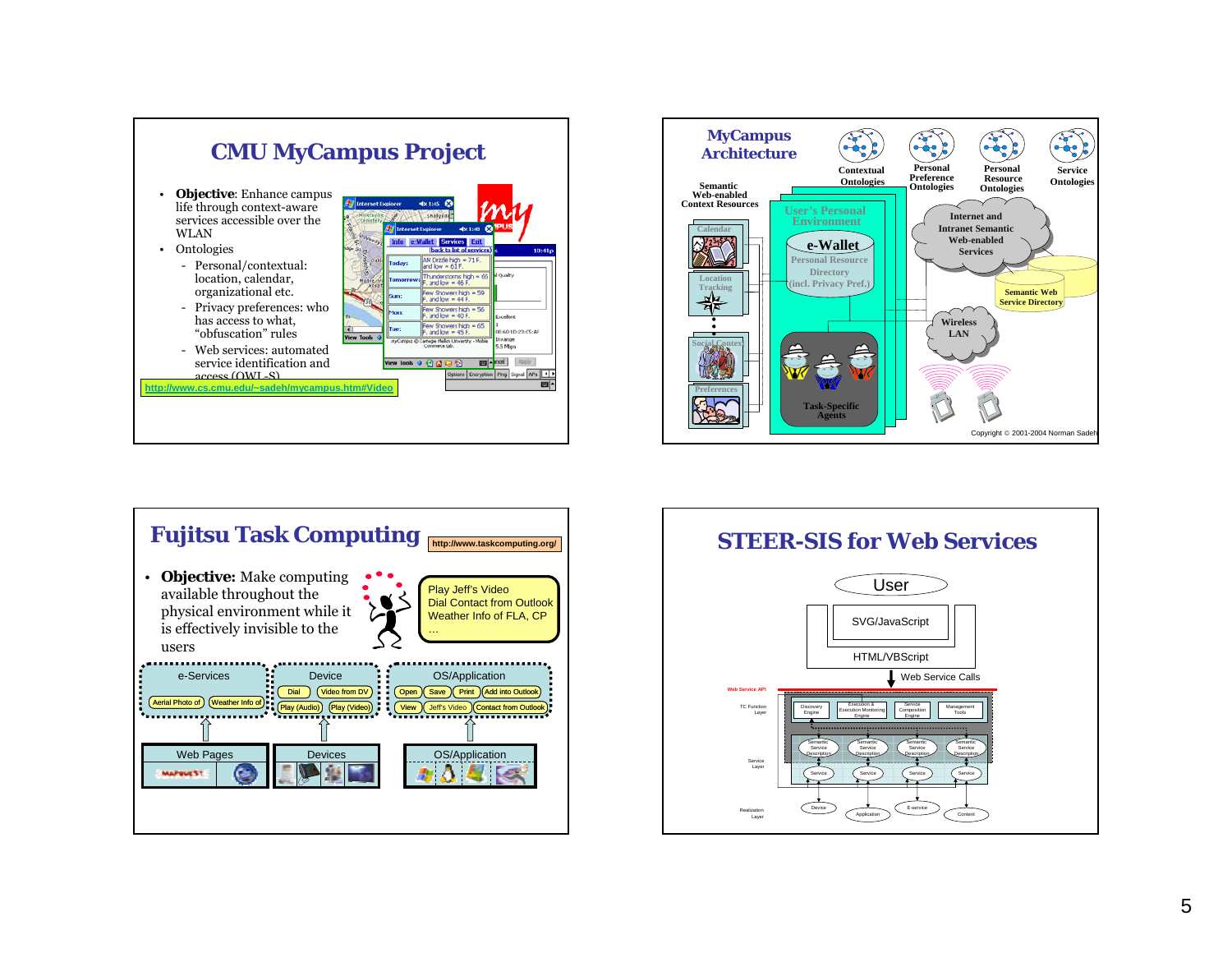# CMU MyCampus Project

- **Objective**: Enhance campus life through context-aware services accessible over the WLAN
- Ontologies
  - Personal/contextual: location, calendar, organizational etc.
  - Privacy preferences: who has access to what, "obfuscation" rules
  - Web services: automated service identification and access (OWL-S)

http://www.cs.cmu.edu/~sadeh/mycampus.htm#Video

# MyCampus Architecture

Contextual Ontologies | Personal Preference Ontologies | Personal Resource Ontologies | Service Ontologies

Semantic Web-enabled Context Resources: Calendar, Location Tracking, Social Context, Preferences

User's Personal Environment: e-Wallet — Personal Resource Directory (incl. Privacy Pref.); Task-Specific Agents

Internet and Intranet Semantic Web-enabled Services

Semantic Web Service Directory

Wireless LAN

Copyright © 2001-2004 Norman Sadeh

# Fujitsu Task Computing

http://www.taskcomputing.org/

- **Objective:** Make computing available throughout the physical environment while it is effectively invisible to the users

Play Jeff's Video
Dial Contact from Outlook
Weather Info of FLA, CP
…

- e-Services: Aerial Photo of, Weather Info of
- Device: Dial, Video from DV, Play (Audio), Play (Video)
- OS/Application: Open, Save, Print, Add into Outlook, View, Jeff's Video, Contact from Outlook

Web Pages | Devices | OS/Application

# STEER-SIS for Web Services

User

SVG/JavaScript

HTML/VBScript

Web Service Calls

Web Service API

TC Function Layer: Discovery Engine, Execution & Execution Monitoring Engine, Service Composition Engine, Management Tools

Service Layer: Semantic Service Description; Service

Realization Layer: Device, Application, E-service, Content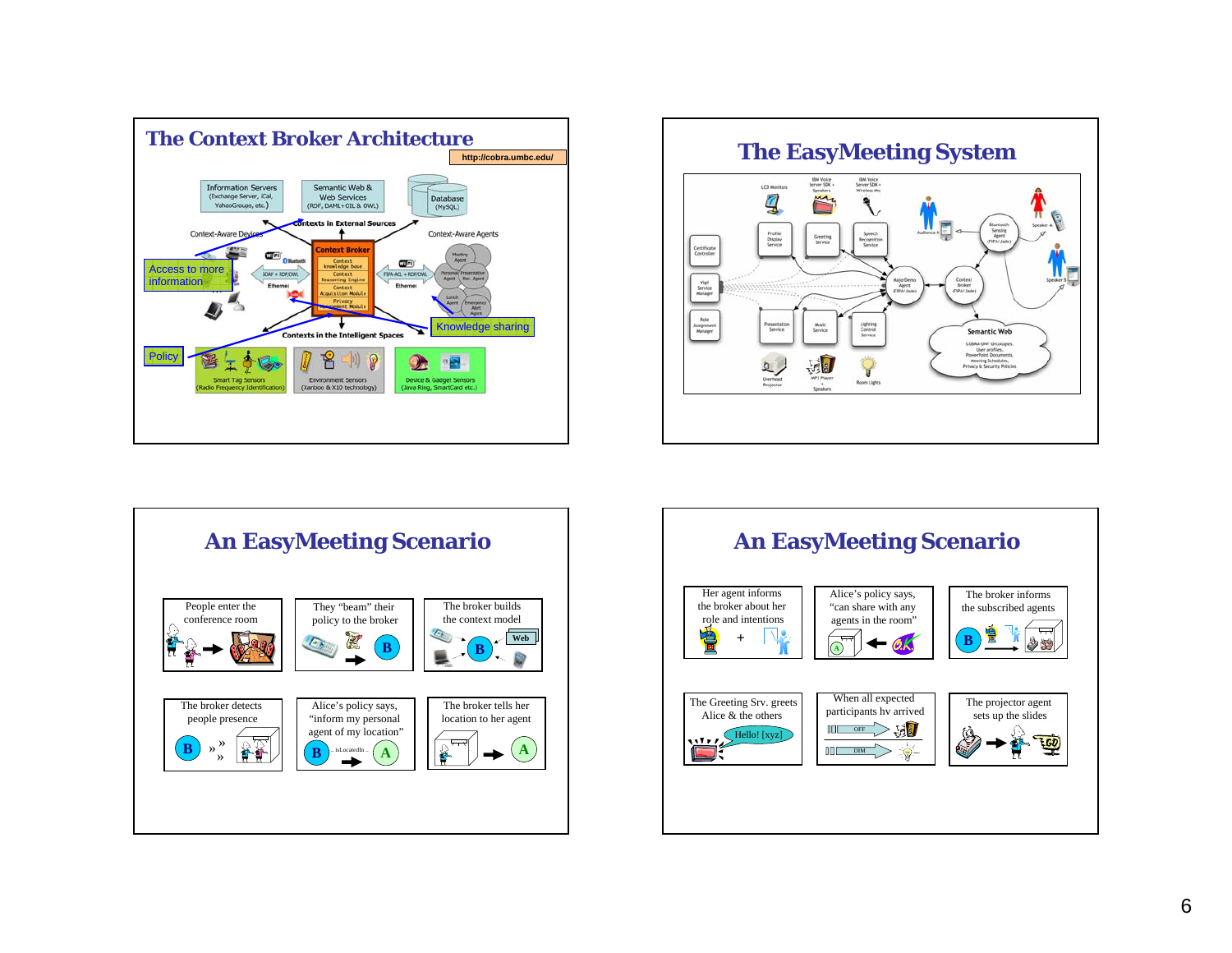## The Context Broker Architecture

http://cobra.umbc.edu/

Information Servers (Exchange Server, iCal, YahooGroups, etc.)

Semantic Web & Web Services (RDF, DAML+OIL & OWL)

Database (MySQL)

Contexts in External Sources

Context-Aware Devices

Context-Aware Agents

Access to more information

Context Broker: Context knowledge base, Context Reasoning Engine, Context Acquisition Module, Privacy Management Module

Knowledge sharing

Policy

Contexts in the Intelligent Spaces

Smart Tag Sensors (Radio Frequency Identification)

Environment Sensors (Itanboo & X10 technology)

Device & Gadget Sensors (Java Ring, SmartCard etc.)

## The EasyMeeting System

Semantic Web

## An EasyMeeting Scenario

- People enter the conference room
- They "beam" their policy to the broker
- The broker builds the context model
- The broker detects people presence
- Alice's policy says, "inform my personal agent of my location"
- The broker tells her location to her agent

## An EasyMeeting Scenario

- Her agent informs the broker about her role and intentions
- Alice's policy says, "can share with any agents in the room"
- The broker informs the subscribed agents
- The Greeting Srv. greets Alice & the others
- When all expected participants hv arrived
- The projector agent sets up the slides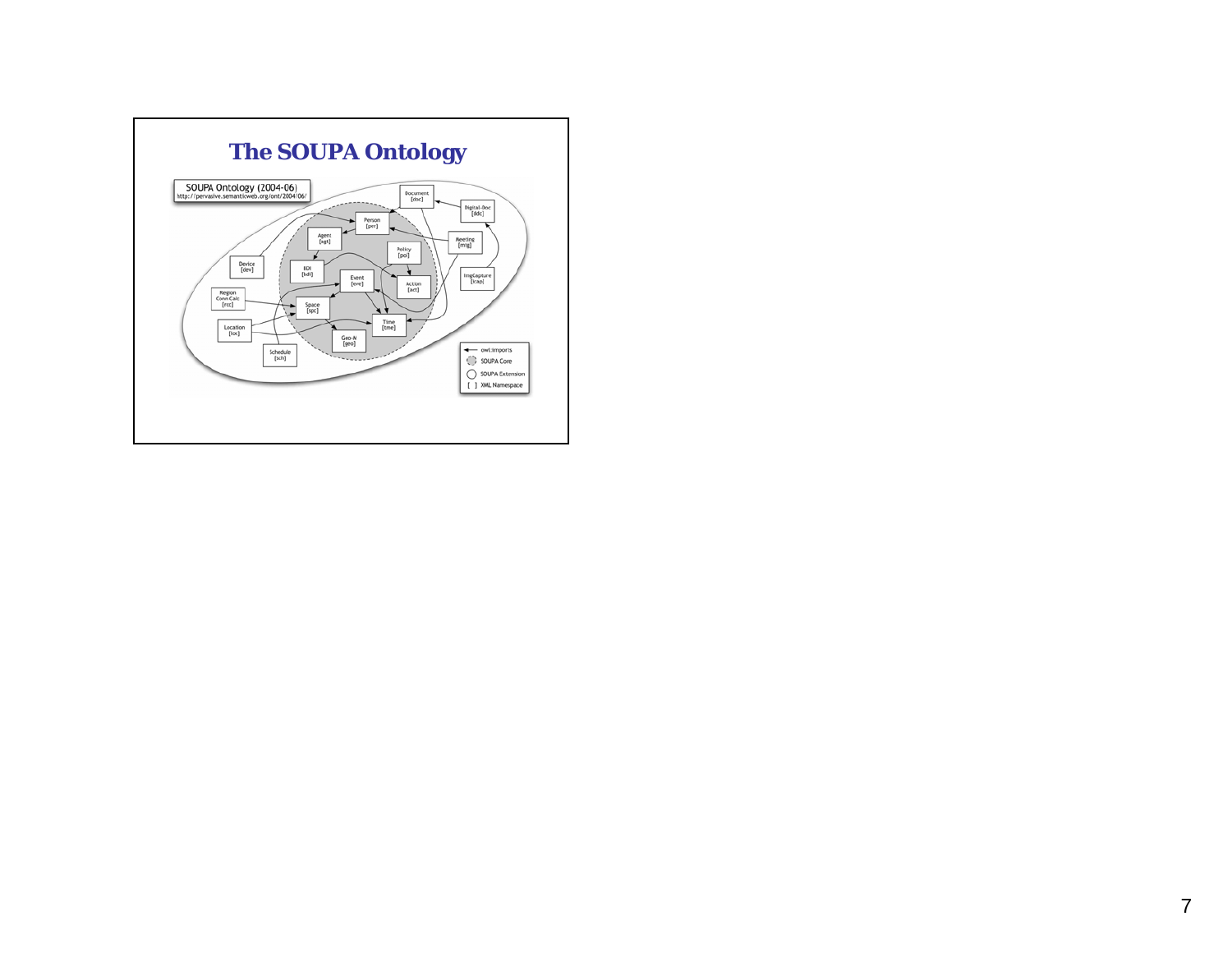# The SOUPA Ontology

SOUPA Ontology (2004-06)
http://pervasive.semanticweb.org/ont/2004/06/

Document [doc]

Digital-Doc [ddc]

Person [per]

Meeting [mtg]

Agent [agt]

Policy [pol]

Device [dev]

BDI [bdi]

Event [eve]

Action [act]

ImgCapture [icap]

Region Conn Calc [rcc]

Space [spc]

Location [loc]

Time [tme]

Geo-M [geo]

Schedule [sch]

owl:imports

SOUPA Core

SOUPA Extension

[ ] XML Namespace